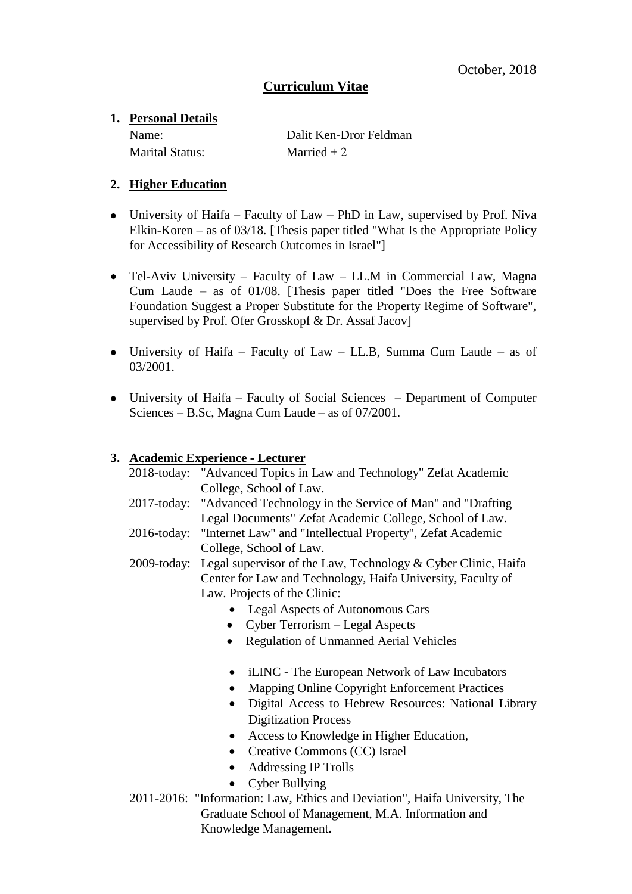October, 2018

# Curriculum Vitae

## 1. Personal Details

Name: Dalit Ken-Dror Feldman

Marital Status: Married + 2

## 2. Higher Education

- University of Haifa – Faculty of Law – PhD in Law, supervised by Prof. Niva Elkin-Koren – as of 03/18. [Thesis paper titled "What Is the Appropriate Policy for Accessibility of Research Outcomes in Israel"]
- Tel-Aviv University – Faculty of Law – LL.M in Commercial Law, Magna Cum Laude – as of 01/08. [Thesis paper titled "Does the Free Software Foundation Suggest a Proper Substitute for the Property Regime of Software", supervised by Prof. Ofer Grosskopf & Dr. Assaf Jacov]
- University of Haifa – Faculty of Law – LL.B, Summa Cum Laude – as of 03/2001.
- University of Haifa – Faculty of Social Sciences – Department of Computer Sciences – B.Sc, Magna Cum Laude – as of 07/2001.

## 3. Academic Experience - Lecturer

2018-today: "Advanced Topics in Law and Technology" Zefat Academic College, School of Law.

2017-today: "Advanced Technology in the Service of Man" and "Drafting Legal Documents" Zefat Academic College, School of Law.

2016-today: "Internet Law" and "Intellectual Property", Zefat Academic College, School of Law.

2009-today: Legal supervisor of the Law, Technology & Cyber Clinic, Haifa Center for Law and Technology, Haifa University, Faculty of Law. Projects of the Clinic:

- Legal Aspects of Autonomous Cars
- Cyber Terrorism – Legal Aspects
- Regulation of Unmanned Aerial Vehicles
- iLINC - The European Network of Law Incubators
- Mapping Online Copyright Enforcement Practices
- Digital Access to Hebrew Resources: National Library Digitization Process
- Access to Knowledge in Higher Education,
- Creative Commons (CC) Israel
- Addressing IP Trolls
- Cyber Bullying

2011-2016: "Information: Law, Ethics and Deviation", Haifa University, The Graduate School of Management, M.A. Information and Knowledge Management**.**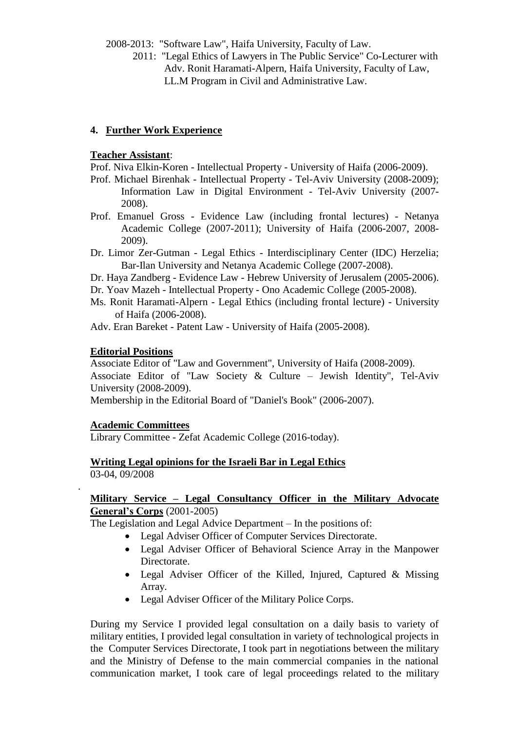2008-2013: "Software Law", Haifa University, Faculty of Law.

2011: "Legal Ethics of Lawyers in The Public Service" Co-Lecturer with Adv. Ronit Haramati-Alpern, Haifa University, Faculty of Law, LL.M Program in Civil and Administrative Law.

## 4. Further Work Experience

**Teacher Assistant**:

Prof. Niva Elkin-Koren - Intellectual Property - University of Haifa (2006-2009).

Prof. Michael Birenhak - Intellectual Property - Tel-Aviv University (2008-2009); Information Law in Digital Environment - Tel-Aviv University (2007-2008).

Prof. Emanuel Gross - Evidence Law (including frontal lectures) - Netanya Academic College (2007-2011); University of Haifa (2006-2007, 2008-2009).

Dr. Limor Zer-Gutman - Legal Ethics - Interdisciplinary Center (IDC) Herzelia; Bar-Ilan University and Netanya Academic College (2007-2008).

Dr. Haya Zandberg - Evidence Law - Hebrew University of Jerusalem (2005-2006).

Dr. Yoav Mazeh - Intellectual Property - Ono Academic College (2005-2008).

Ms. Ronit Haramati-Alpern - Legal Ethics (including frontal lecture) - University of Haifa (2006-2008).

Adv. Eran Bareket - Patent Law - University of Haifa (2005-2008).

**Editorial Positions**

Associate Editor of "Law and Government", University of Haifa (2008-2009).

Associate Editor of "Law Society & Culture – Jewish Identity", Tel-Aviv University (2008-2009).

Membership in the Editorial Board of "Daniel's Book" (2006-2007).

**Academic Committees**

Library Committee - Zefat Academic College (2016-today).

**Writing Legal opinions for the Israeli Bar in Legal Ethics**

03-04, 09/2008

**Military Service – Legal Consultancy Officer in the Military Advocate General's Corps** (2001-2005)

The Legislation and Legal Advice Department – In the positions of:

- Legal Adviser Officer of Computer Services Directorate.
- Legal Adviser Officer of Behavioral Science Array in the Manpower Directorate.
- Legal Adviser Officer of the Killed, Injured, Captured & Missing Array.
- Legal Adviser Officer of the Military Police Corps.

During my Service I provided legal consultation on a daily basis to variety of military entities, I provided legal consultation in variety of technological projects in the Computer Services Directorate, I took part in negotiations between the military and the Ministry of Defense to the main commercial companies in the national communication market, I took care of legal proceedings related to the military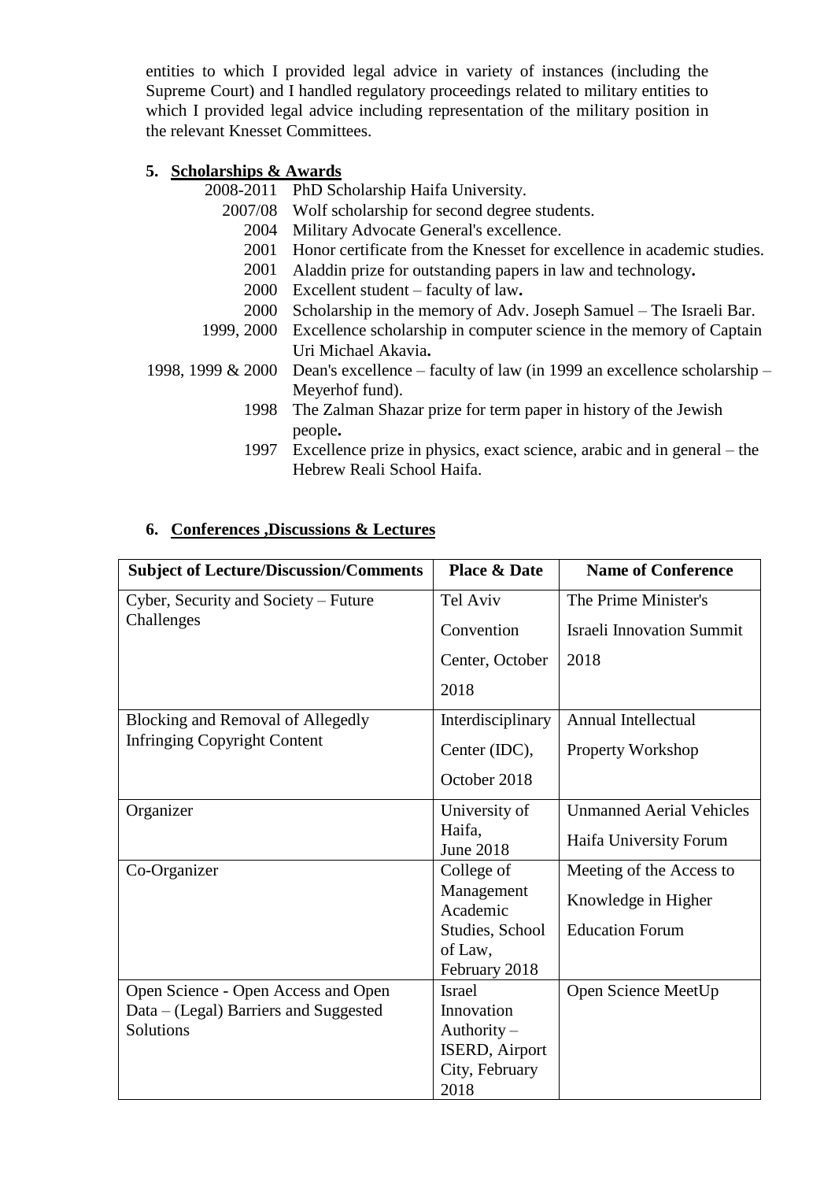entities to which I provided legal advice in variety of instances (including the Supreme Court) and I handled regulatory proceedings related to military entities to which I provided legal advice including representation of the military position in the relevant Knesset Committees.

## 5. Scholarships & Awards

| | |
|---|---|
| 2008-2011 | PhD Scholarship Haifa University. |
| 2007/08 | Wolf scholarship for second degree students. |
| 2004 | Military Advocate General's excellence. |
| 2001 | Honor certificate from the Knesset for excellence in academic studies. |
| 2001 | Aladdin prize for outstanding papers in law and technology**.** |
| 2000 | Excellent student – faculty of law**.** |
| 2000 | Scholarship in the memory of Adv. Joseph Samuel – The Israeli Bar. |
| 1999, 2000 | Excellence scholarship in computer science in the memory of Captain Uri Michael Akavia**.** |
| 1998, 1999 & 2000 | Dean's excellence – faculty of law (in 1999 an excellence scholarship – Meyerhof fund). |
| 1998 | The Zalman Shazar prize for term paper in history of the Jewish people**.** |
| 1997 | Excellence prize in physics, exact science, arabic and in general – the Hebrew Reali School Haifa. |

## 6. Conferences ,Discussions & Lectures

| Subject of Lecture/Discussion/Comments | Place & Date | Name of Conference |
|---|---|---|
| Cyber, Security and Society – Future Challenges | Tel Aviv Convention Center, October 2018 | The Prime Minister's Israeli Innovation Summit 2018 |
| Blocking and Removal of Allegedly Infringing Copyright Content | Interdisciplinary Center (IDC), October 2018 | Annual Intellectual Property Workshop |
| Organizer | University of Haifa, June 2018 | Unmanned Aerial Vehicles Haifa University Forum |
| Co-Organizer | College of Management Academic Studies, School of Law, February 2018 | Meeting of the Access to Knowledge in Higher Education Forum |
| Open Science - Open Access and Open Data – (Legal) Barriers and Suggested Solutions | Israel Innovation Authority – ISERD, Airport City, February 2018 | Open Science MeetUp |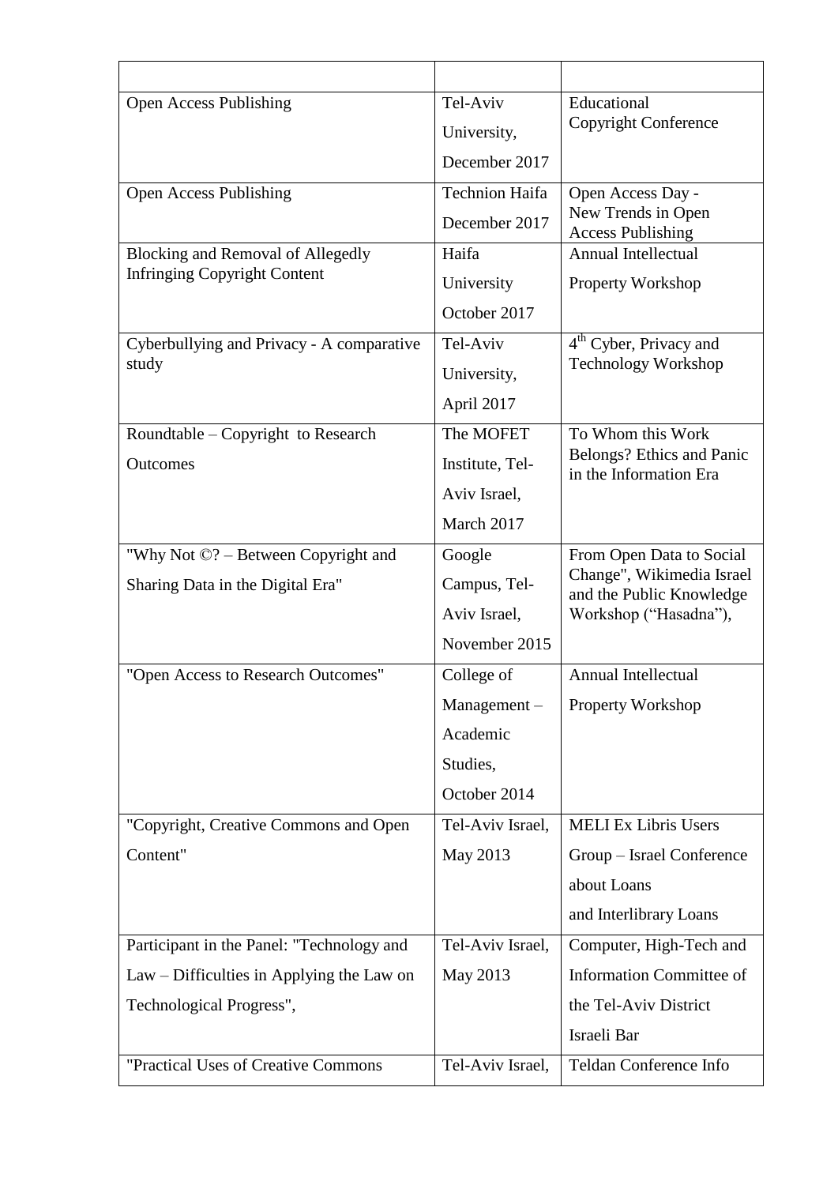| | | |
|---|---|---|
| Open Access Publishing | Tel-Aviv University, December 2017 | Educational Copyright Conference |
| Open Access Publishing | Technion Haifa December 2017 | Open Access Day - New Trends in Open Access Publishing |
| Blocking and Removal of Allegedly Infringing Copyright Content | Haifa University October 2017 | Annual Intellectual Property Workshop |
| Cyberbullying and Privacy - A comparative study | Tel-Aviv University, April 2017 | 4th Cyber, Privacy and Technology Workshop |
| Roundtable – Copyright to Research Outcomes | The MOFET Institute, Tel-Aviv Israel, March 2017 | To Whom this Work Belongs? Ethics and Panic in the Information Era |
| "Why Not ©? – Between Copyright and Sharing Data in the Digital Era" | Google Campus, Tel-Aviv Israel, November 2015 | From Open Data to Social Change", Wikimedia Israel and the Public Knowledge Workshop ("Hasadna"), |
| "Open Access to Research Outcomes" | College of Management – Academic Studies, October 2014 | Annual Intellectual Property Workshop |
| "Copyright, Creative Commons and Open Content" | Tel-Aviv Israel, May 2013 | MELI Ex Libris Users Group – Israel Conference about Loans and Interlibrary Loans |
| Participant in the Panel: "Technology and Law – Difficulties in Applying the Law on Technological Progress", | Tel-Aviv Israel, May 2013 | Computer, High-Tech and Information Committee of the Tel-Aviv District Israeli Bar |
| "Practical Uses of Creative Commons | Tel-Aviv Israel, | Teldan Conference Info |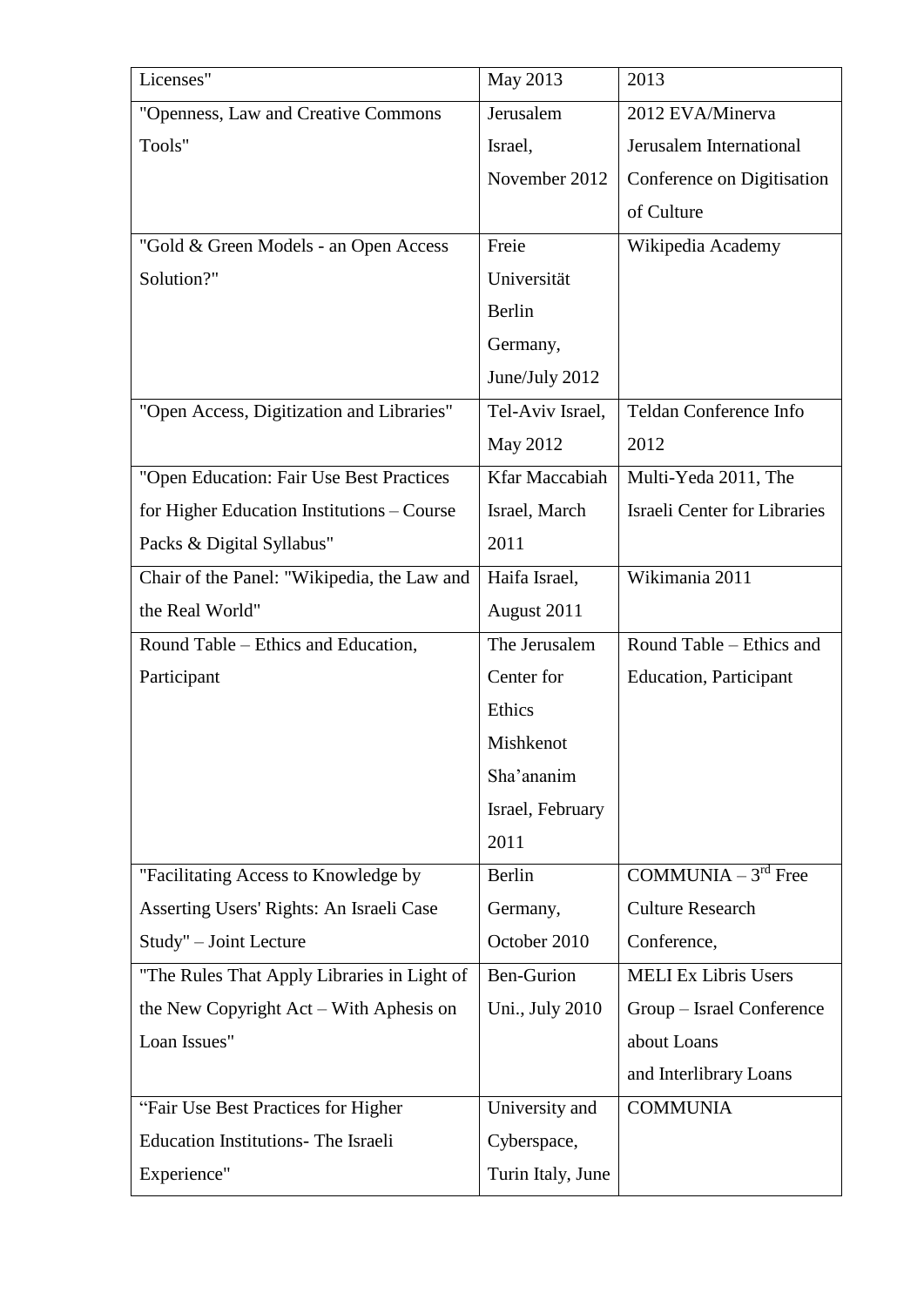| | | |
|---|---|---|
| Licenses" | May 2013 | 2013 |
| "Openness, Law and Creative Commons Tools" | Jerusalem Israel, November 2012 | 2012 EVA/Minerva Jerusalem International Conference on Digitisation of Culture |
| "Gold & Green Models - an Open Access Solution?" | Freie Universität Berlin Germany, June/July 2012 | Wikipedia Academy |
| "Open Access, Digitization and Libraries" | Tel-Aviv Israel, May 2012 | Teldan Conference Info 2012 |
| "Open Education: Fair Use Best Practices for Higher Education Institutions – Course Packs & Digital Syllabus" | Kfar Maccabiah Israel, March 2011 | Multi-Yeda 2011, The Israeli Center for Libraries |
| Chair of the Panel: "Wikipedia, the Law and the Real World" | Haifa Israel, August 2011 | Wikimania 2011 |
| Round Table – Ethics and Education, Participant | The Jerusalem Center for Ethics Mishkenot Sha'ananim Israel, February 2011 | Round Table – Ethics and Education, Participant |
| "Facilitating Access to Knowledge by Asserting Users' Rights: An Israeli Case Study" – Joint Lecture | Berlin Germany, October 2010 | COMMUNIA – 3rd Free Culture Research Conference, |
| "The Rules That Apply Libraries in Light of the New Copyright Act – With Aphesis on Loan Issues" | Ben-Gurion Uni., July 2010 | MELI Ex Libris Users Group – Israel Conference about Loans and Interlibrary Loans |
| "Fair Use Best Practices for Higher Education Institutions- The Israeli Experience" | University and Cyberspace, Turin Italy, June | COMMUNIA |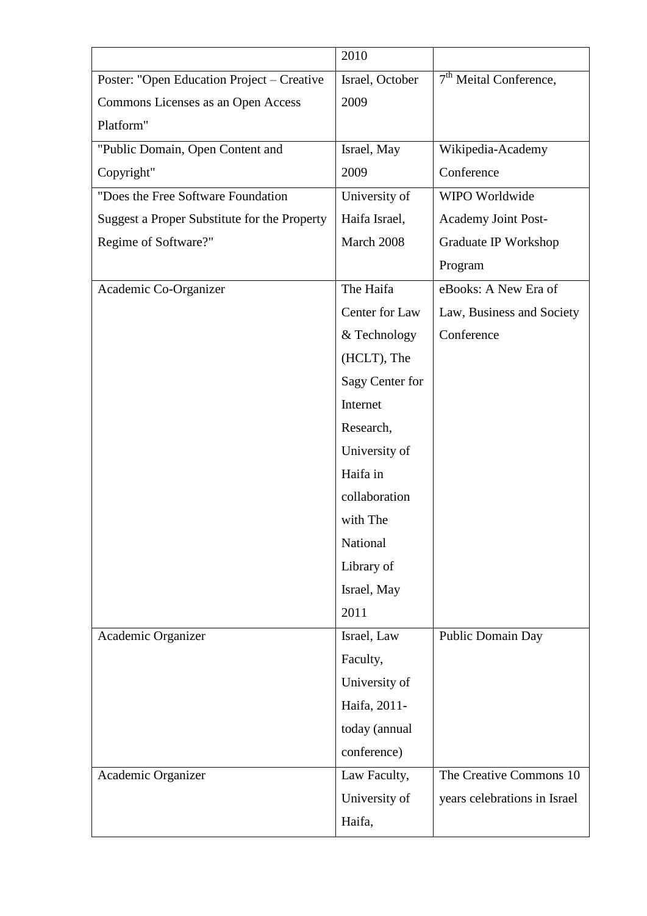| | | |
|---|---|---|
| | 2010 | |
| Poster: "Open Education Project – Creative Commons Licenses as an Open Access Platform" | Israel, October 2009 | 7th Meital Conference, |
| "Public Domain, Open Content and Copyright" | Israel, May 2009 | Wikipedia-Academy Conference |
| "Does the Free Software Foundation Suggest a Proper Substitute for the Property Regime of Software?" | University of Haifa Israel, March 2008 | WIPO Worldwide Academy Joint Post-Graduate IP Workshop Program |
| Academic Co-Organizer | The Haifa Center for Law & Technology (HCLT), The Sagy Center for Internet Research, University of Haifa in collaboration with The National Library of Israel, May 2011 | eBooks: A New Era of Law, Business and Society Conference |
| Academic Organizer | Israel, Law Faculty, University of Haifa, 2011-today (annual conference) | Public Domain Day |
| Academic Organizer | Law Faculty, University of Haifa, | The Creative Commons 10 years celebrations in Israel |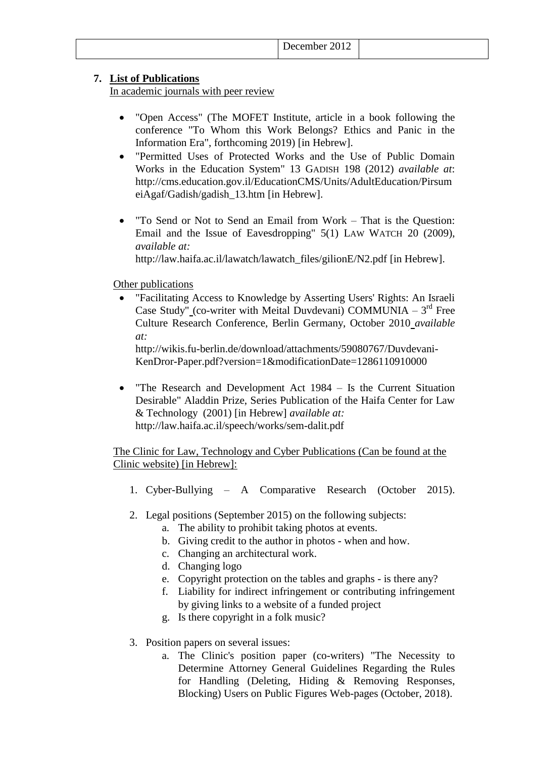| | December 2012 | |
|---|---|---|

7. **List of Publications**

In academic journals with peer review

- "Open Access" (The MOFET Institute, article in a book following the conference "To Whom this Work Belongs? Ethics and Panic in the Information Era", forthcoming 2019) [in Hebrew].
- "Permitted Uses of Protected Works and the Use of Public Domain Works in the Education System" 13 GADISH 198 (2012) *available at*: http://cms.education.gov.il/EducationCMS/Units/AdultEducation/PirsumeiAgaf/Gadish/gadish_13.htm [in Hebrew].
- "To Send or Not to Send an Email from Work – That is the Question: Email and the Issue of Eavesdropping" 5(1) LAW WATCH 20 (2009), *available at:* http://law.haifa.ac.il/lawatch/lawatch_files/gilionE/N2.pdf [in Hebrew].

Other publications

- "Facilitating Access to Knowledge by Asserting Users' Rights: An Israeli Case Study" (co-writer with Meital Duvdevani) COMMUNIA – 3rd Free Culture Research Conference, Berlin Germany, October 2010 *available at:* http://wikis.fu-berlin.de/download/attachments/59080767/Duvdevani-KenDror-Paper.pdf?version=1&modificationDate=1286110910000
- "The Research and Development Act 1984 – Is the Current Situation Desirable" Aladdin Prize, Series Publication of the Haifa Center for Law & Technology (2001) [in Hebrew] *available at:* http://law.haifa.ac.il/speech/works/sem-dalit.pdf

The Clinic for Law, Technology and Cyber Publications (Can be found at the Clinic website) [in Hebrew]:

1. Cyber-Bullying – A Comparative Research (October 2015).
2. Legal positions (September 2015) on the following subjects:
   a. The ability to prohibit taking photos at events.
   b. Giving credit to the author in photos - when and how.
   c. Changing an architectural work.
   d. Changing logo
   e. Copyright protection on the tables and graphs - is there any?
   f. Liability for indirect infringement or contributing infringement by giving links to a website of a funded project
   g. Is there copyright in a folk music?
3. Position papers on several issues:
   a. The Clinic's position paper (co-writers) "The Necessity to Determine Attorney General Guidelines Regarding the Rules for Handling (Deleting, Hiding & Removing Responses, Blocking) Users on Public Figures Web-pages (October, 2018).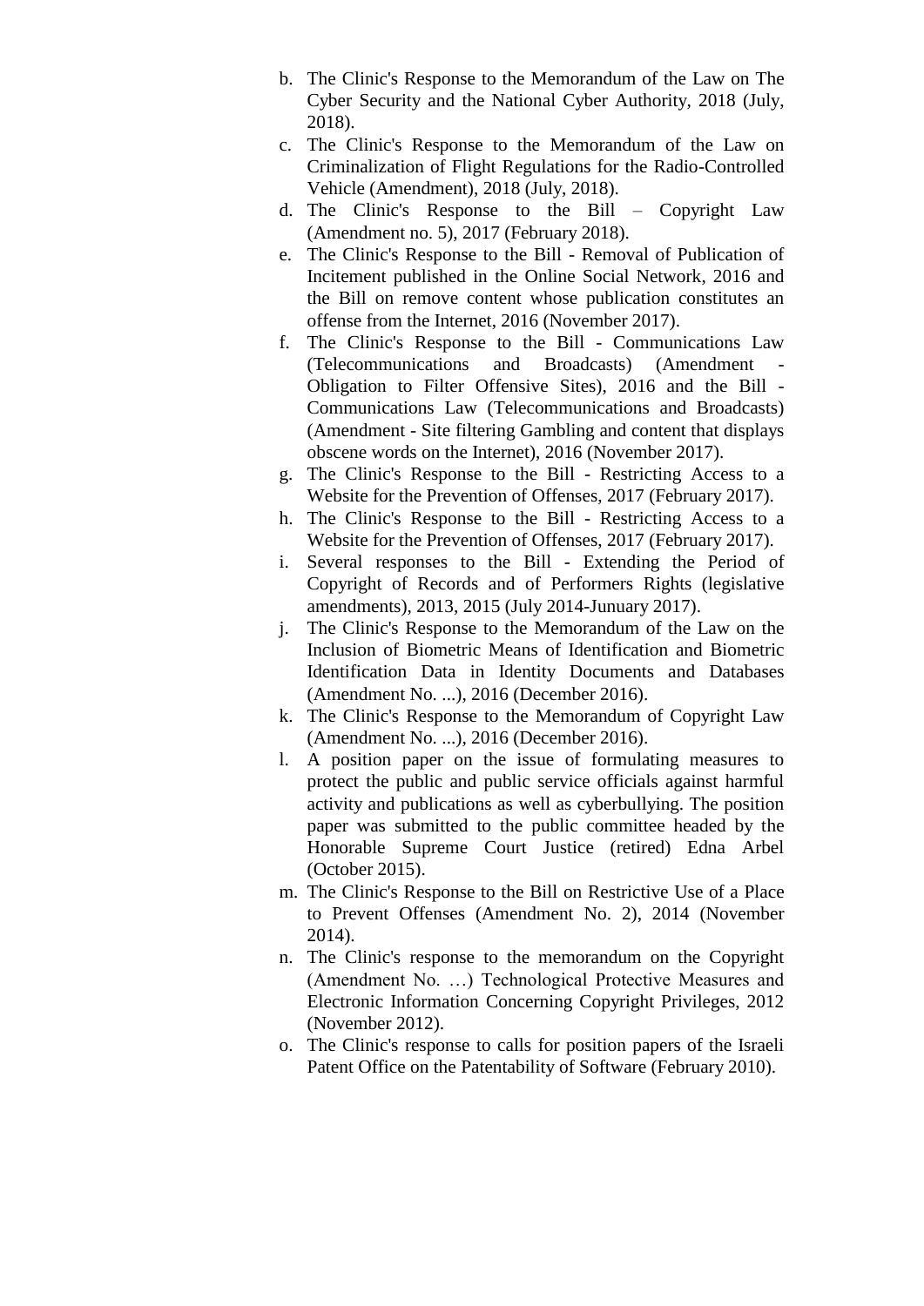b. The Clinic's Response to the Memorandum of the Law on The Cyber Security and the National Cyber Authority, 2018 (July, 2018).
c. The Clinic's Response to the Memorandum of the Law on Criminalization of Flight Regulations for the Radio-Controlled Vehicle (Amendment), 2018 (July, 2018).
d. The Clinic's Response to the Bill – Copyright Law (Amendment no. 5), 2017 (February 2018).
e. The Clinic's Response to the Bill - Removal of Publication of Incitement published in the Online Social Network, 2016 and the Bill on remove content whose publication constitutes an offense from the Internet, 2016 (November 2017).
f. The Clinic's Response to the Bill - Communications Law (Telecommunications and Broadcasts) (Amendment - Obligation to Filter Offensive Sites), 2016 and the Bill - Communications Law (Telecommunications and Broadcasts) (Amendment - Site filtering Gambling and content that displays obscene words on the Internet), 2016 (November 2017).
g. The Clinic's Response to the Bill - Restricting Access to a Website for the Prevention of Offenses, 2017 (February 2017).
h. The Clinic's Response to the Bill - Restricting Access to a Website for the Prevention of Offenses, 2017 (February 2017).
i. Several responses to the Bill - Extending the Period of Copyright of Records and of Performers Rights (legislative amendments), 2013, 2015 (July 2014-Junuary 2017).
j. The Clinic's Response to the Memorandum of the Law on the Inclusion of Biometric Means of Identification and Biometric Identification Data in Identity Documents and Databases (Amendment No. ...), 2016 (December 2016).
k. The Clinic's Response to the Memorandum of Copyright Law (Amendment No. ...), 2016 (December 2016).
l. A position paper on the issue of formulating measures to protect the public and public service officials against harmful activity and publications as well as cyberbullying. The position paper was submitted to the public committee headed by the Honorable Supreme Court Justice (retired) Edna Arbel (October 2015).
m. The Clinic's Response to the Bill on Restrictive Use of a Place to Prevent Offenses (Amendment No. 2), 2014 (November 2014).
n. The Clinic's response to the memorandum on the Copyright (Amendment No. …) Technological Protective Measures and Electronic Information Concerning Copyright Privileges, 2012 (November 2012).
o. The Clinic's response to calls for position papers of the Israeli Patent Office on the Patentability of Software (February 2010).